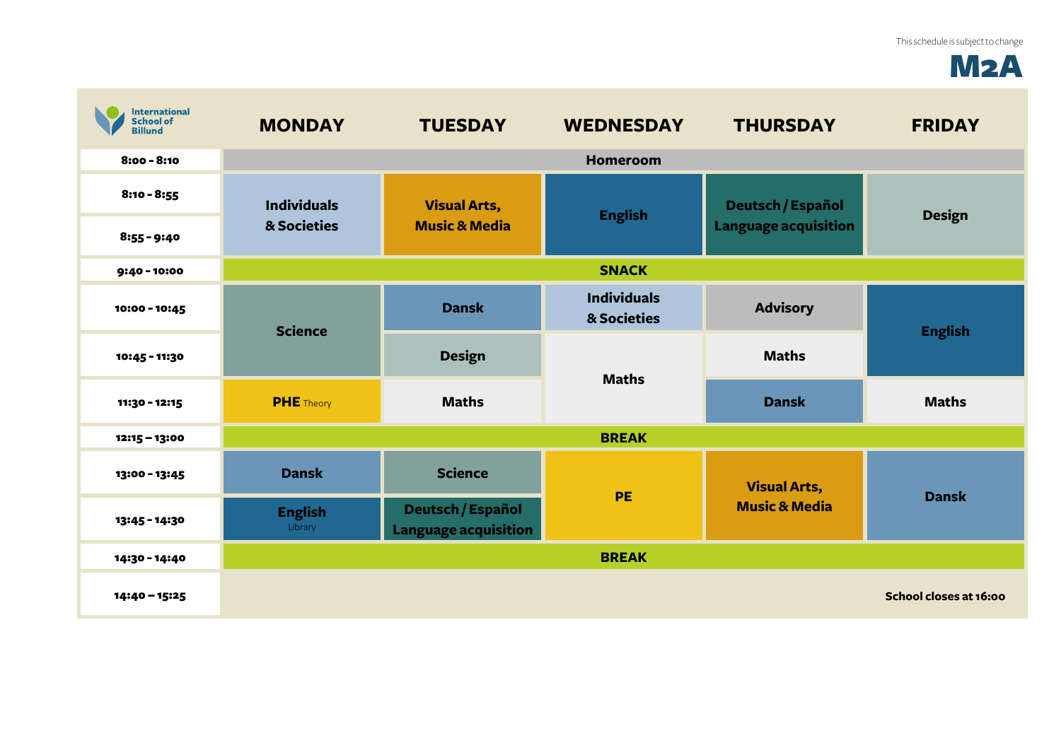This schedule is subject to change

# M2A

International School of Billund

| | MONDAY | TUESDAY | WEDNESDAY | THURSDAY | FRIDAY |
|---|---|---|---|---|---|
| 8:00 - 8:10 | Homeroom | | | | |
| 8:10 - 8:55 | Individuals & Societies | Visual Arts, Music & Media | English | Deutsch / Español Language acquisition | Design |
| 8:55 - 9:40 | Individuals & Societies | Visual Arts, Music & Media | English | Deutsch / Español Language acquisition | Design |
| 9:40 - 10:00 | SNACK | | | | |
| 10:00 - 10:45 | Science | Dansk | Individuals & Societies | Advisory | English |
| 10:45 - 11:30 | Science | Design | Maths | Maths | English |
| 11:30 - 12:15 | PHE Theory | Maths | Maths | Dansk | Maths |
| 12:15 – 13:00 | BREAK | | | | |
| 13:00 - 13:45 | Dansk | Science | PE | Visual Arts, Music & Media | Dansk |
| 13:45 - 14:30 | English Library | Deutsch / Español Language acquisition | PE | Visual Arts, Music & Media | Dansk |
| 14:30 - 14:40 | BREAK | | | | |
| 14:40 – 15:25 | | | | | School closes at 16:00 |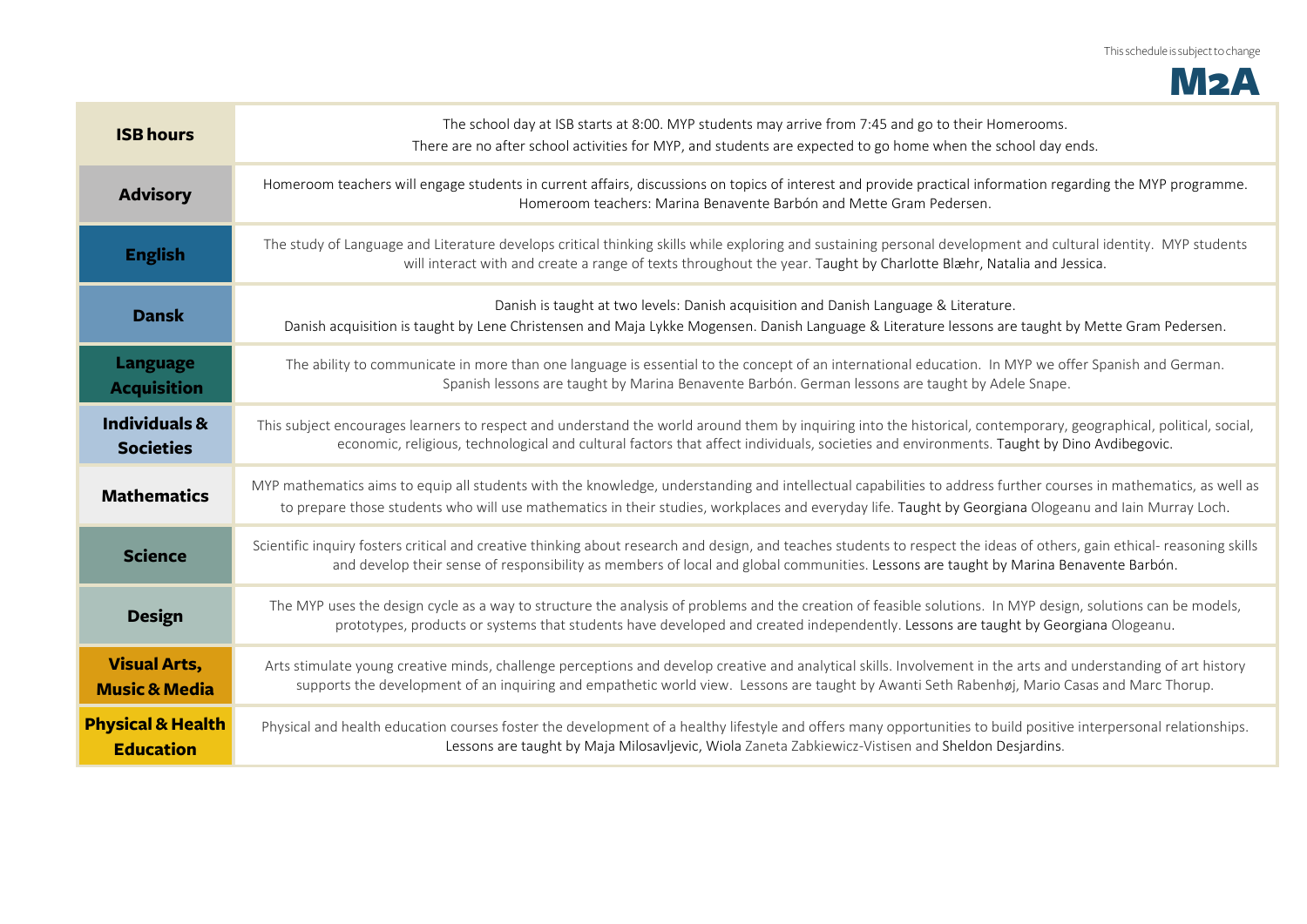This schedule is subject to change

# M2A

| | |
|---|---|
| **ISB hours** | The school day at ISB starts at 8:00. MYP students may arrive from 7:45 and go to their Homerooms. There are no after school activities for MYP, and students are expected to go home when the school day ends. |
| **Advisory** | Homeroom teachers will engage students in current affairs, discussions on topics of interest and provide practical information regarding the MYP programme. Homeroom teachers: Marina Benavente Barbón and Mette Gram Pedersen. |
| **English** | The study of Language and Literature develops critical thinking skills while exploring and sustaining personal development and cultural identity. MYP students will interact with and create a range of texts throughout the year. Taught by Charlotte Blæhr, Natalia and Jessica. |
| **Dansk** | Danish is taught at two levels: Danish acquisition and Danish Language & Literature. Danish acquisition is taught by Lene Christensen and Maja Lykke Mogensen. Danish Language & Literature lessons are taught by Mette Gram Pedersen. |
| **Language Acquisition** | The ability to communicate in more than one language is essential to the concept of an international education. In MYP we offer Spanish and German. Spanish lessons are taught by Marina Benavente Barbón. German lessons are taught by Adele Snape. |
| **Individuals & Societies** | This subject encourages learners to respect and understand the world around them by inquiring into the historical, contemporary, geographical, political, social, economic, religious, technological and cultural factors that affect individuals, societies and environments. Taught by Dino Avdibegovic. |
| **Mathematics** | MYP mathematics aims to equip all students with the knowledge, understanding and intellectual capabilities to address further courses in mathematics, as well as to prepare those students who will use mathematics in their studies, workplaces and everyday life. Taught by Georgiana Ologeanu and Iain Murray Loch. |
| **Science** | Scientific inquiry fosters critical and creative thinking about research and design, and teaches students to respect the ideas of others, gain ethical- reasoning skills and develop their sense of responsibility as members of local and global communities. Lessons are taught by Marina Benavente Barbón. |
| **Design** | The MYP uses the design cycle as a way to structure the analysis of problems and the creation of feasible solutions. In MYP design, solutions can be models, prototypes, products or systems that students have developed and created independently. Lessons are taught by Georgiana Ologeanu. |
| **Visual Arts, Music & Media** | Arts stimulate young creative minds, challenge perceptions and develop creative and analytical skills. Involvement in the arts and understanding of art history supports the development of an inquiring and empathetic world view. Lessons are taught by Awanti Seth Rabenhøj, Mario Casas and Marc Thorup. |
| **Physical & Health Education** | Physical and health education courses foster the development of a healthy lifestyle and offers many opportunities to build positive interpersonal relationships. Lessons are taught by Maja Milosavljevic, Wiola Zaneta Zabkiewicz-Vistisen and Sheldon Desjardins. |